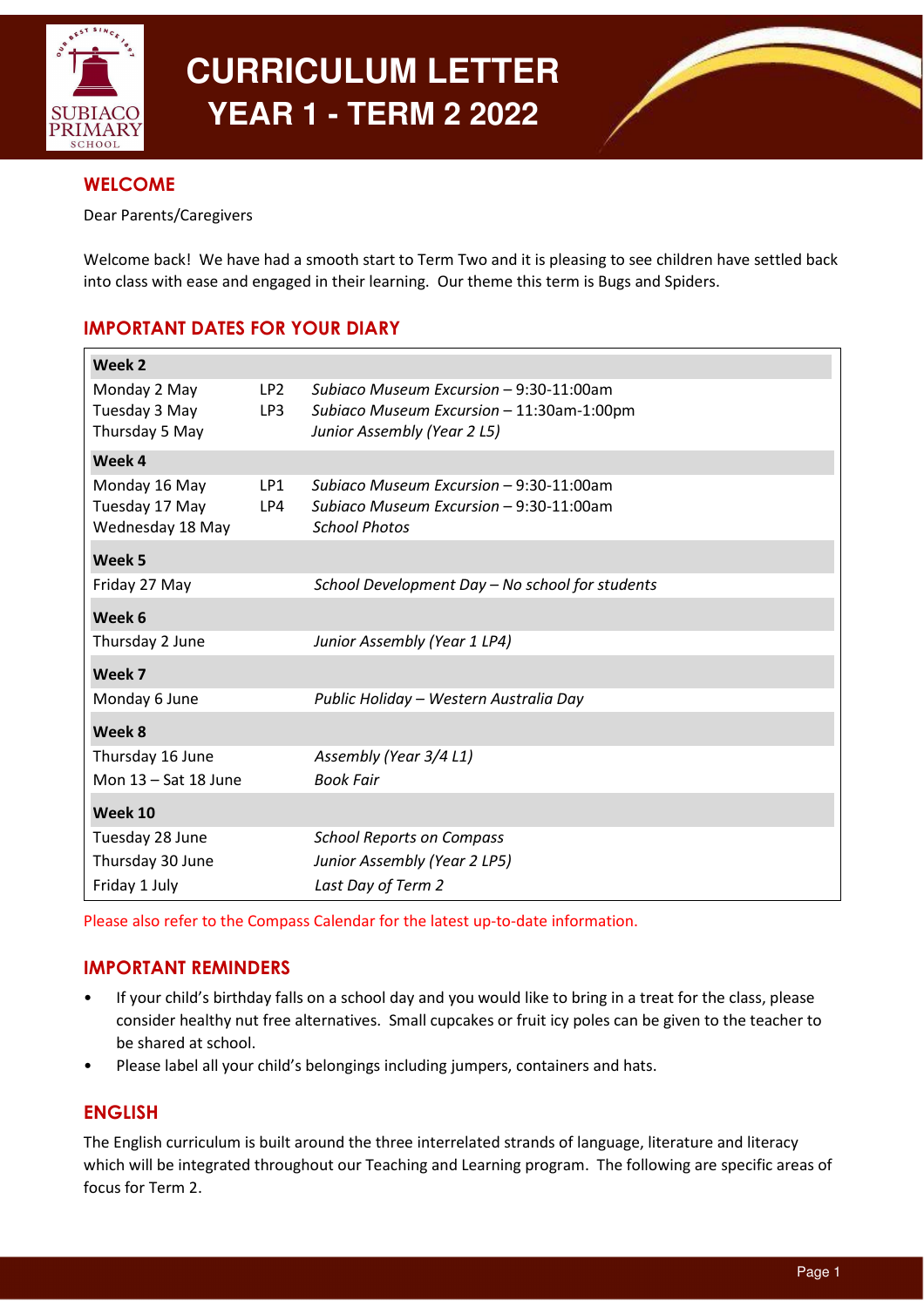# CURRICULUM LETTER
# YEAR 1 - TERM 2 2022

## WELCOME

Dear Parents/Caregivers

Welcome back! We have had a smooth start to Term Two and it is pleasing to see children have settled back into class with ease and engaged in their learning. Our theme this term is Bugs and Spiders.

## IMPORTANT DATES FOR YOUR DIARY

| Week 2 | | |
|---|---|---|
| Monday 2 May | LP2 | *Subiaco Museum Excursion – 9:30-11:00am* |
| Tuesday 3 May | LP3 | *Subiaco Museum Excursion – 11:30am-1:00pm* |
| Thursday 5 May | | *Junior Assembly (Year 2 L5)* |
| **Week 4** | | |
| Monday 16 May | LP1 | *Subiaco Museum Excursion – 9:30-11:00am* |
| Tuesday 17 May | LP4 | *Subiaco Museum Excursion – 9:30-11:00am* |
| Wednesday 18 May | | *School Photos* |
| **Week 5** | | |
| Friday 27 May | | *School Development Day – No school for students* |
| **Week 6** | | |
| Thursday 2 June | | *Junior Assembly (Year 1 LP4)* |
| **Week 7** | | |
| Monday 6 June | | *Public Holiday – Western Australia Day* |
| **Week 8** | | |
| Thursday 16 June | | *Assembly (Year 3/4 L1)* |
| Mon 13 – Sat 18 June | | *Book Fair* |
| **Week 10** | | |
| Tuesday 28 June | | *School Reports on Compass* |
| Thursday 30 June | | *Junior Assembly (Year 2 LP5)* |
| Friday 1 July | | *Last Day of Term 2* |

Please also refer to the Compass Calendar for the latest up-to-date information.

## IMPORTANT REMINDERS

- If your child's birthday falls on a school day and you would like to bring in a treat for the class, please consider healthy nut free alternatives. Small cupcakes or fruit icy poles can be given to the teacher to be shared at school.
- Please label all your child's belongings including jumpers, containers and hats.

## ENGLISH

The English curriculum is built around the three interrelated strands of language, literature and literacy which will be integrated throughout our Teaching and Learning program. The following are specific areas of focus for Term 2.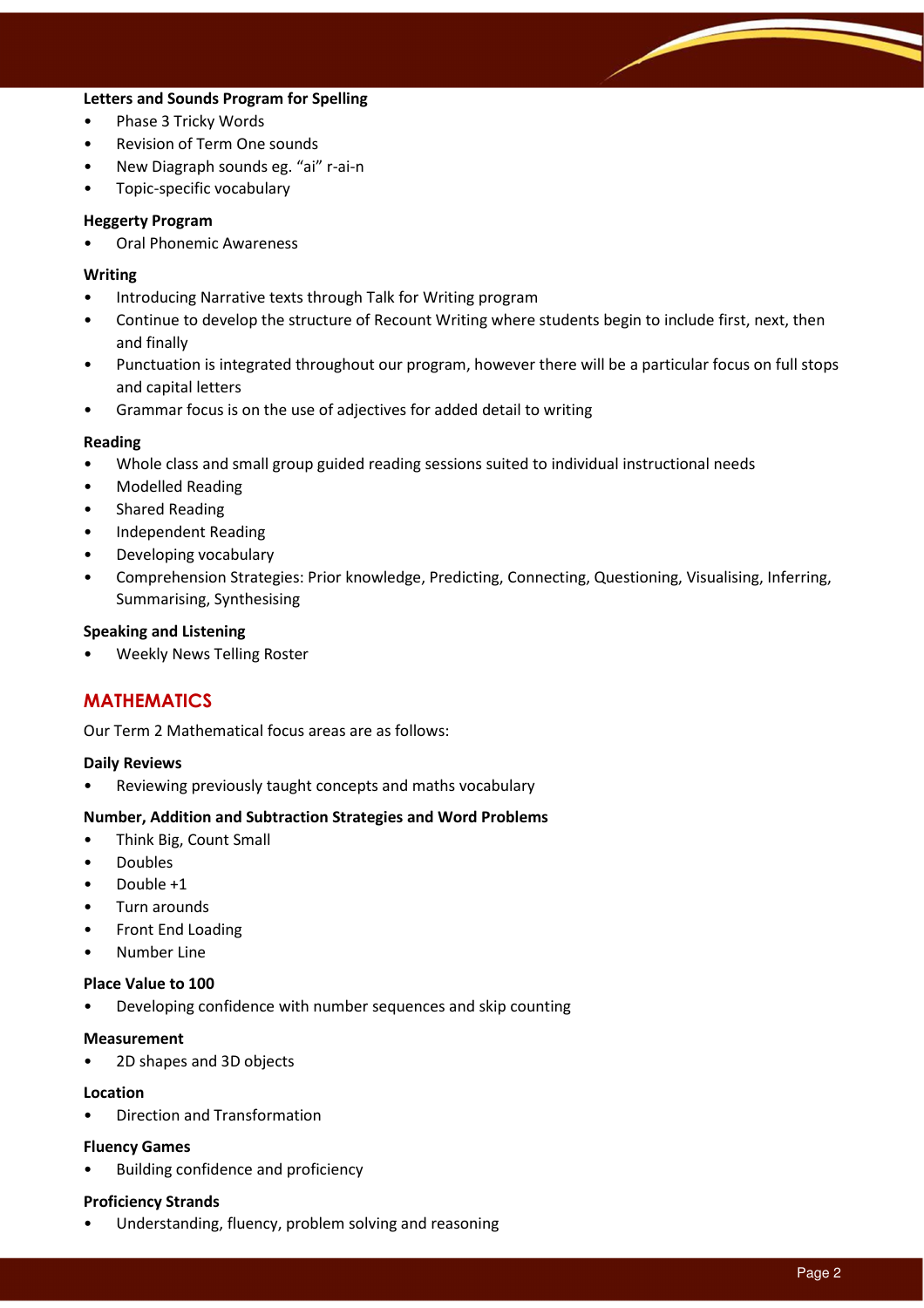**Letters and Sounds Program for Spelling**

- Phase 3 Tricky Words
- Revision of Term One sounds
- New Diagraph sounds eg. "ai" r-ai-n
- Topic-specific vocabulary

**Heggerty Program**

- Oral Phonemic Awareness

**Writing**

- Introducing Narrative texts through Talk for Writing program
- Continue to develop the structure of Recount Writing where students begin to include first, next, then and finally
- Punctuation is integrated throughout our program, however there will be a particular focus on full stops and capital letters
- Grammar focus is on the use of adjectives for added detail to writing

**Reading**

- Whole class and small group guided reading sessions suited to individual instructional needs
- Modelled Reading
- Shared Reading
- Independent Reading
- Developing vocabulary
- Comprehension Strategies: Prior knowledge, Predicting, Connecting, Questioning, Visualising, Inferring, Summarising, Synthesising

**Speaking and Listening**

- Weekly News Telling Roster

## MATHEMATICS

Our Term 2 Mathematical focus areas are as follows:

**Daily Reviews**

- Reviewing previously taught concepts and maths vocabulary

**Number, Addition and Subtraction Strategies and Word Problems**

- Think Big, Count Small
- Doubles
- Double +1
- Turn arounds
- Front End Loading
- Number Line

**Place Value to 100**

- Developing confidence with number sequences and skip counting

**Measurement**

- 2D shapes and 3D objects

**Location**

- Direction and Transformation

**Fluency Games**

- Building confidence and proficiency

**Proficiency Strands**

- Understanding, fluency, problem solving and reasoning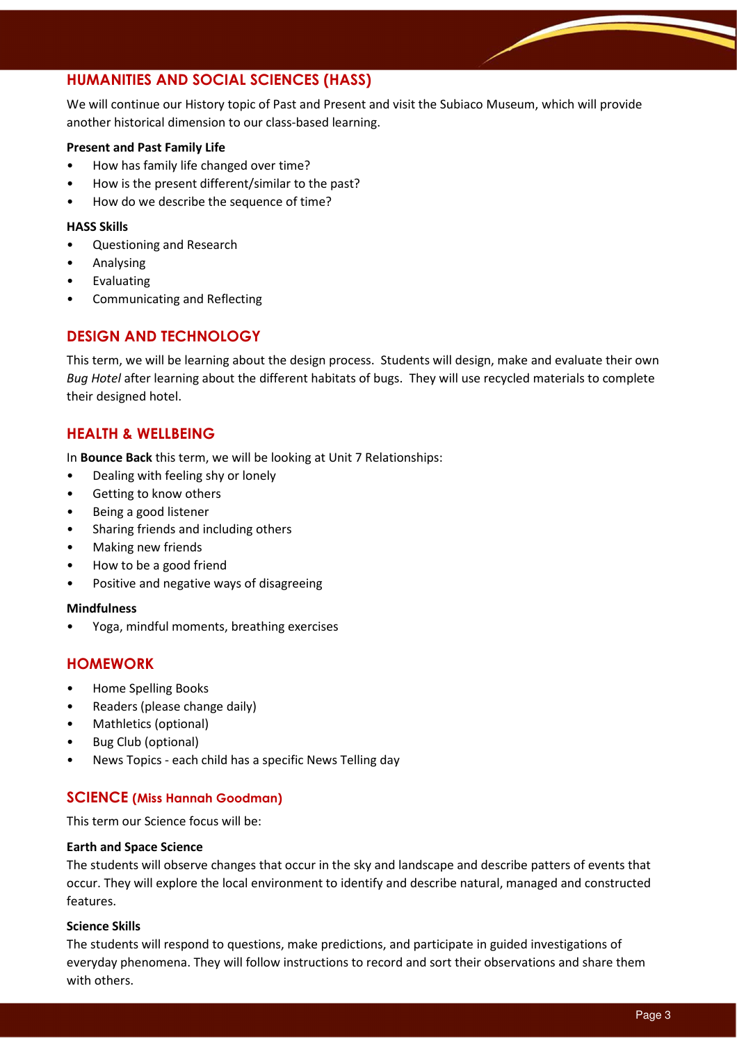## HUMANITIES AND SOCIAL SCIENCES (HASS)

We will continue our History topic of Past and Present and visit the Subiaco Museum, which will provide another historical dimension to our class-based learning.

**Present and Past Family Life**

- How has family life changed over time?
- How is the present different/similar to the past?
- How do we describe the sequence of time?

**HASS Skills**

- Questioning and Research
- Analysing
- Evaluating
- Communicating and Reflecting

## DESIGN AND TECHNOLOGY

This term, we will be learning about the design process. Students will design, make and evaluate their own *Bug Hotel* after learning about the different habitats of bugs. They will use recycled materials to complete their designed hotel.

## HEALTH & WELLBEING

In **Bounce Back** this term, we will be looking at Unit 7 Relationships:

- Dealing with feeling shy or lonely
- Getting to know others
- Being a good listener
- Sharing friends and including others
- Making new friends
- How to be a good friend
- Positive and negative ways of disagreeing

**Mindfulness**

- Yoga, mindful moments, breathing exercises

## HOMEWORK

- Home Spelling Books
- Readers (please change daily)
- Mathletics (optional)
- Bug Club (optional)
- News Topics - each child has a specific News Telling day

## SCIENCE (Miss Hannah Goodman)

This term our Science focus will be:

**Earth and Space Science**

The students will observe changes that occur in the sky and landscape and describe patters of events that occur. They will explore the local environment to identify and describe natural, managed and constructed features.

**Science Skills**

The students will respond to questions, make predictions, and participate in guided investigations of everyday phenomena. They will follow instructions to record and sort their observations and share them with others.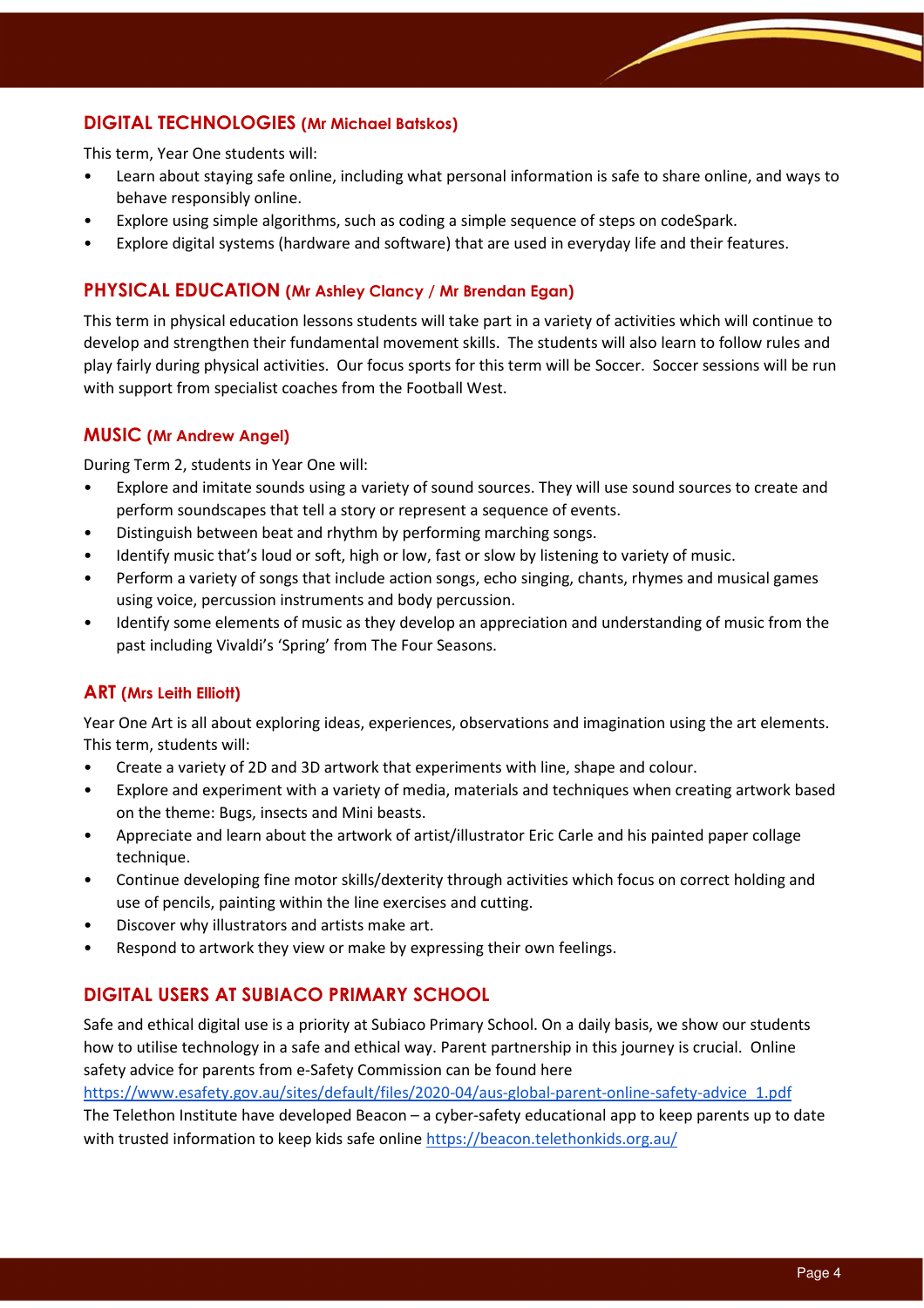## DIGITAL TECHNOLOGIES (Mr Michael Batskos)

This term, Year One students will:

- Learn about staying safe online, including what personal information is safe to share online, and ways to behave responsibly online.
- Explore using simple algorithms, such as coding a simple sequence of steps on codeSpark.
- Explore digital systems (hardware and software) that are used in everyday life and their features.

## PHYSICAL EDUCATION (Mr Ashley Clancy / Mr Brendan Egan)

This term in physical education lessons students will take part in a variety of activities which will continue to develop and strengthen their fundamental movement skills. The students will also learn to follow rules and play fairly during physical activities. Our focus sports for this term will be Soccer. Soccer sessions will be run with support from specialist coaches from the Football West.

## MUSIC (Mr Andrew Angel)

During Term 2, students in Year One will:

- Explore and imitate sounds using a variety of sound sources. They will use sound sources to create and perform soundscapes that tell a story or represent a sequence of events.
- Distinguish between beat and rhythm by performing marching songs.
- Identify music that's loud or soft, high or low, fast or slow by listening to variety of music.
- Perform a variety of songs that include action songs, echo singing, chants, rhymes and musical games using voice, percussion instruments and body percussion.
- Identify some elements of music as they develop an appreciation and understanding of music from the past including Vivaldi's 'Spring' from The Four Seasons.

## ART (Mrs Leith Elliott)

Year One Art is all about exploring ideas, experiences, observations and imagination using the art elements. This term, students will:

- Create a variety of 2D and 3D artwork that experiments with line, shape and colour.
- Explore and experiment with a variety of media, materials and techniques when creating artwork based on the theme: Bugs, insects and Mini beasts.
- Appreciate and learn about the artwork of artist/illustrator Eric Carle and his painted paper collage technique.
- Continue developing fine motor skills/dexterity through activities which focus on correct holding and use of pencils, painting within the line exercises and cutting.
- Discover why illustrators and artists make art.
- Respond to artwork they view or make by expressing their own feelings.

## DIGITAL USERS AT SUBIACO PRIMARY SCHOOL

Safe and ethical digital use is a priority at Subiaco Primary School. On a daily basis, we show our students how to utilise technology in a safe and ethical way. Parent partnership in this journey is crucial. Online safety advice for parents from e-Safety Commission can be found here https://www.esafety.gov.au/sites/default/files/2020-04/aus-global-parent-online-safety-advice_1.pdf

The Telethon Institute have developed Beacon – a cyber-safety educational app to keep parents up to date with trusted information to keep kids safe online https://beacon.telethonkids.org.au/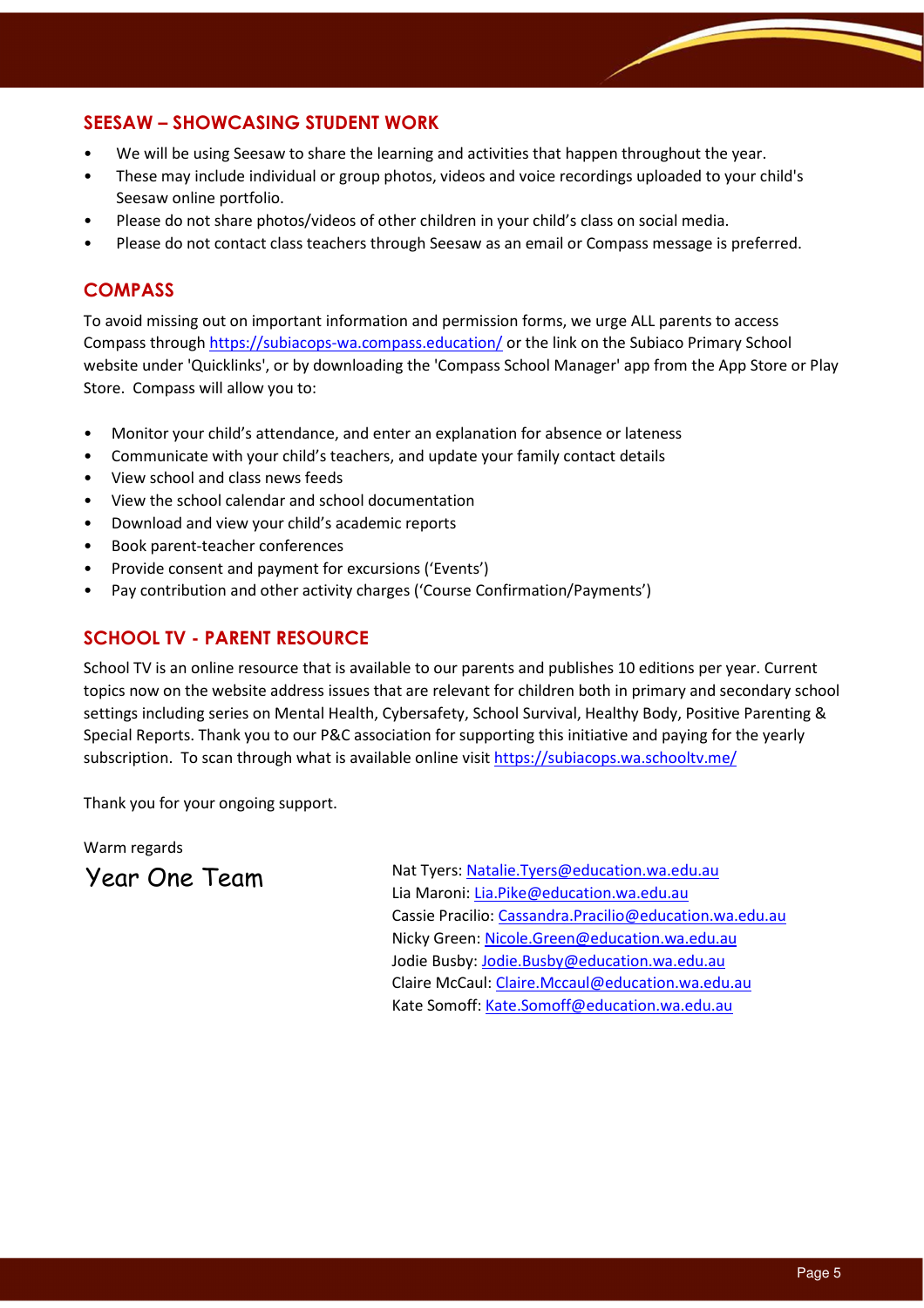## SEESAW – SHOWCASING STUDENT WORK

- We will be using Seesaw to share the learning and activities that happen throughout the year.
- These may include individual or group photos, videos and voice recordings uploaded to your child's Seesaw online portfolio.
- Please do not share photos/videos of other children in your child's class on social media.
- Please do not contact class teachers through Seesaw as an email or Compass message is preferred.

## COMPASS

To avoid missing out on important information and permission forms, we urge ALL parents to access Compass through https://subiacops-wa.compass.education/ or the link on the Subiaco Primary School website under 'Quicklinks', or by downloading the 'Compass School Manager' app from the App Store or Play Store. Compass will allow you to:

- Monitor your child's attendance, and enter an explanation for absence or lateness
- Communicate with your child's teachers, and update your family contact details
- View school and class news feeds
- View the school calendar and school documentation
- Download and view your child's academic reports
- Book parent-teacher conferences
- Provide consent and payment for excursions ('Events')
- Pay contribution and other activity charges ('Course Confirmation/Payments')

## SCHOOL TV - PARENT RESOURCE

School TV is an online resource that is available to our parents and publishes 10 editions per year. Current topics now on the website address issues that are relevant for children both in primary and secondary school settings including series on Mental Health, Cybersafety, School Survival, Healthy Body, Positive Parenting & Special Reports. Thank you to our P&C association for supporting this initiative and paying for the yearly subscription. To scan through what is available online visit https://subiacops.wa.schooltv.me/

Thank you for your ongoing support.

Warm regards

Year One Team

Nat Tyers: Natalie.Tyers@education.wa.edu.au
Lia Maroni: Lia.Pike@education.wa.edu.au
Cassie Pracilio: Cassandra.Pracilio@education.wa.edu.au
Nicky Green: Nicole.Green@education.wa.edu.au
Jodie Busby: Jodie.Busby@education.wa.edu.au
Claire McCaul: Claire.Mccaul@education.wa.edu.au
Kate Somoff: Kate.Somoff@education.wa.edu.au